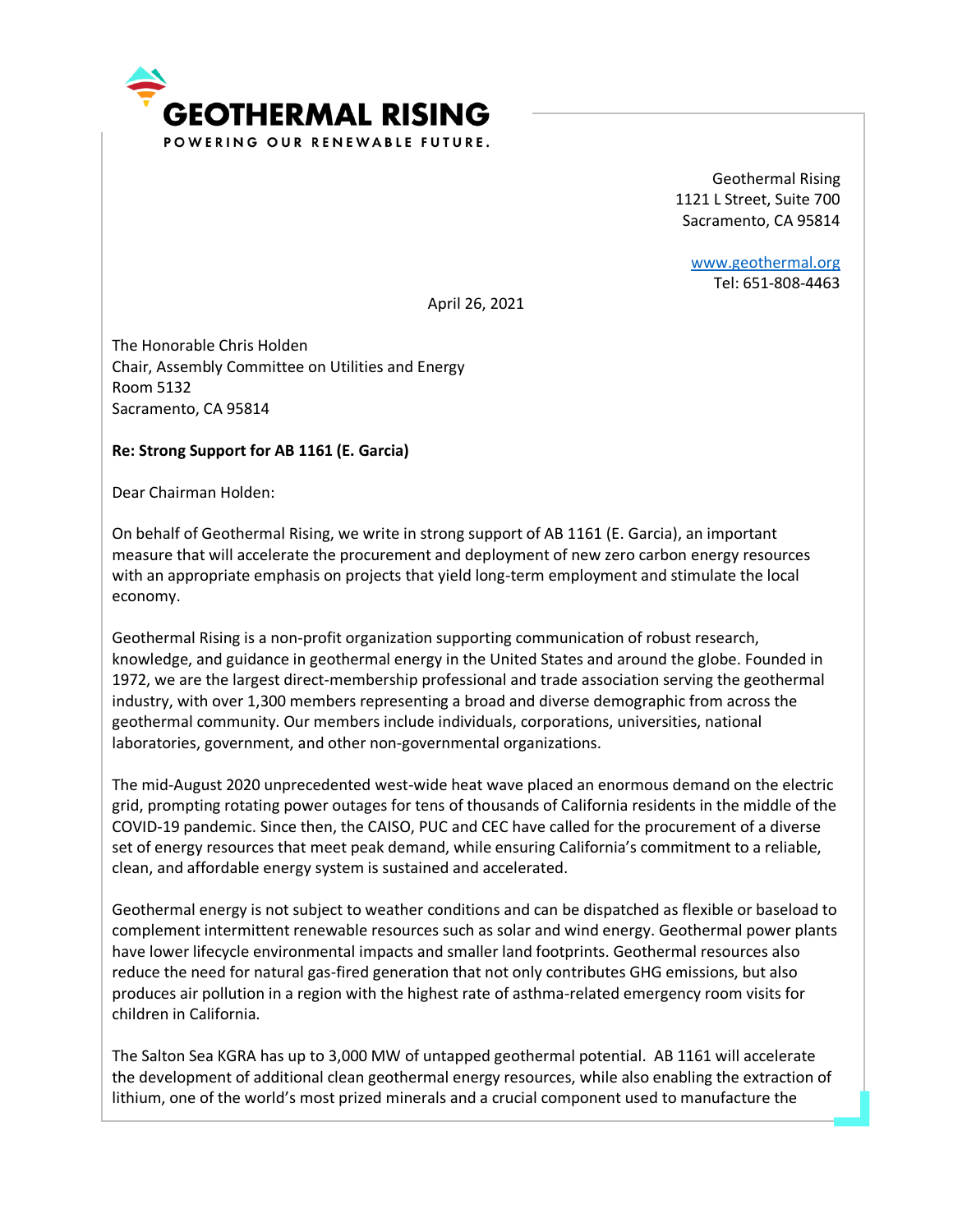# GEOTHERMAL RISING

POWERING OUR RENEWABLE FUTURE.

Geothermal Rising
1121 L Street, Suite 700
Sacramento, CA 95814

www.geothermal.org
Tel: 651-808-4463

April 26, 2021

The Honorable Chris Holden
Chair, Assembly Committee on Utilities and Energy
Room 5132
Sacramento, CA 95814

**Re: Strong Support for AB 1161 (E. Garcia)**

Dear Chairman Holden:

On behalf of Geothermal Rising, we write in strong support of AB 1161 (E. Garcia), an important measure that will accelerate the procurement and deployment of new zero carbon energy resources with an appropriate emphasis on projects that yield long-term employment and stimulate the local economy.

Geothermal Rising is a non-profit organization supporting communication of robust research, knowledge, and guidance in geothermal energy in the United States and around the globe. Founded in 1972, we are the largest direct-membership professional and trade association serving the geothermal industry, with over 1,300 members representing a broad and diverse demographic from across the geothermal community. Our members include individuals, corporations, universities, national laboratories, government, and other non-governmental organizations.

The mid-August 2020 unprecedented west-wide heat wave placed an enormous demand on the electric grid, prompting rotating power outages for tens of thousands of California residents in the middle of the COVID-19 pandemic. Since then, the CAISO, PUC and CEC have called for the procurement of a diverse set of energy resources that meet peak demand, while ensuring California's commitment to a reliable, clean, and affordable energy system is sustained and accelerated.

Geothermal energy is not subject to weather conditions and can be dispatched as flexible or baseload to complement intermittent renewable resources such as solar and wind energy. Geothermal power plants have lower lifecycle environmental impacts and smaller land footprints. Geothermal resources also reduce the need for natural gas-fired generation that not only contributes GHG emissions, but also produces air pollution in a region with the highest rate of asthma-related emergency room visits for children in California.

The Salton Sea KGRA has up to 3,000 MW of untapped geothermal potential. AB 1161 will accelerate the development of additional clean geothermal energy resources, while also enabling the extraction of lithium, one of the world's most prized minerals and a crucial component used to manufacture the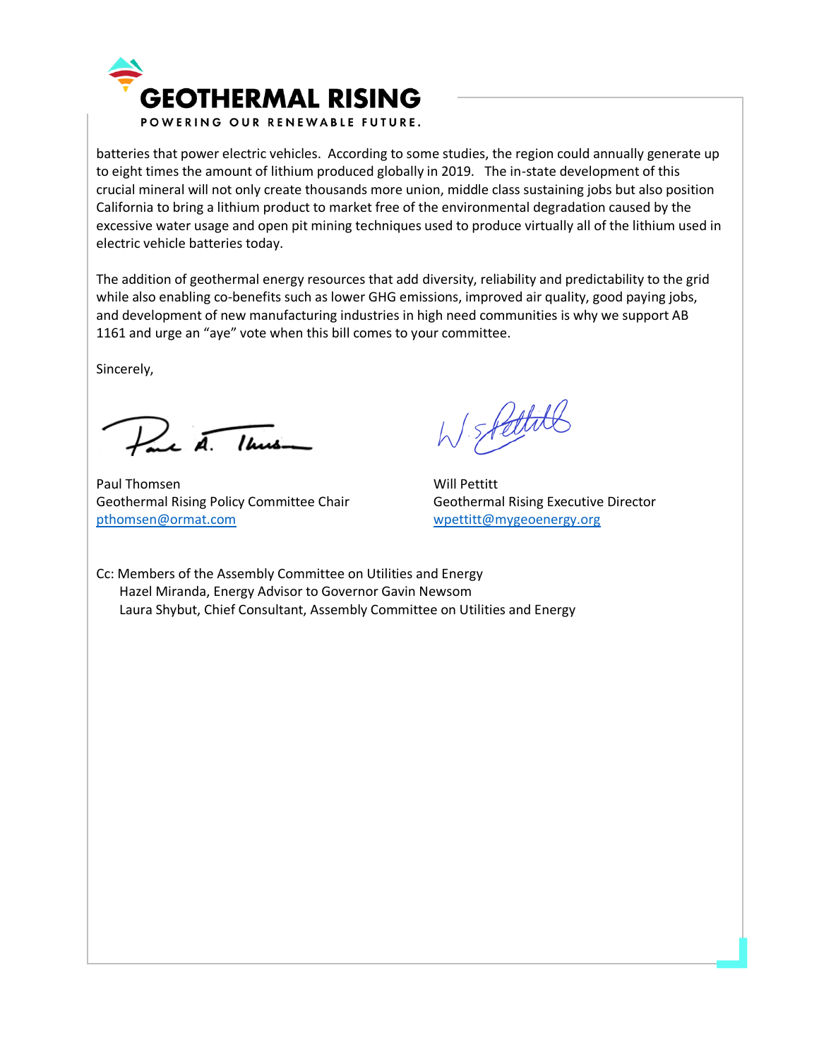batteries that power electric vehicles. According to some studies, the region could annually generate up to eight times the amount of lithium produced globally in 2019. The in-state development of this crucial mineral will not only create thousands more union, middle class sustaining jobs but also position California to bring a lithium product to market free of the environmental degradation caused by the excessive water usage and open pit mining techniques used to produce virtually all of the lithium used in electric vehicle batteries today.

The addition of geothermal energy resources that add diversity, reliability and predictability to the grid while also enabling co-benefits such as lower GHG emissions, improved air quality, good paying jobs, and development of new manufacturing industries in high need communities is why we support AB 1161 and urge an "aye" vote when this bill comes to your committee.

Sincerely,

Paul Thomsen
Geothermal Rising Policy Committee Chair
pthomsen@ormat.com

Will Pettitt
Geothermal Rising Executive Director
wpettitt@mygeoenergy.org

Cc: Members of the Assembly Committee on Utilities and Energy
Hazel Miranda, Energy Advisor to Governor Gavin Newsom
Laura Shybut, Chief Consultant, Assembly Committee on Utilities and Energy